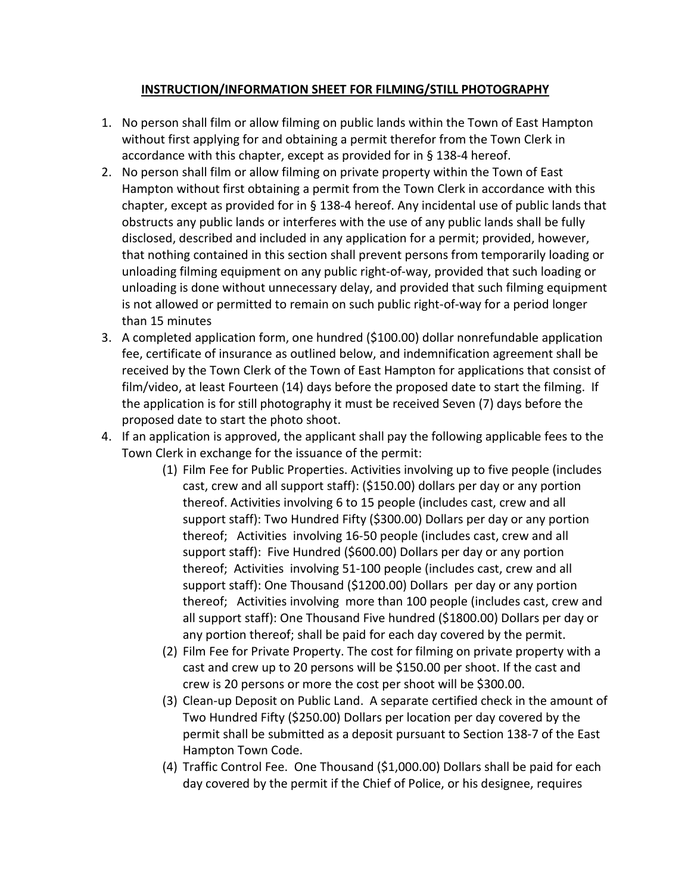**INSTRUCTION/INFORMATION SHEET FOR FILMING/STILL PHOTOGRAPHY**

1. No person shall film or allow filming on public lands within the Town of East Hampton without first applying for and obtaining a permit therefor from the Town Clerk in accordance with this chapter, except as provided for in § 138-4 hereof.
2. No person shall film or allow filming on private property within the Town of East Hampton without first obtaining a permit from the Town Clerk in accordance with this chapter, except as provided for in § 138-4 hereof. Any incidental use of public lands that obstructs any public lands or interferes with the use of any public lands shall be fully disclosed, described and included in any application for a permit; provided, however, that nothing contained in this section shall prevent persons from temporarily loading or unloading filming equipment on any public right-of-way, provided that such loading or unloading is done without unnecessary delay, and provided that such filming equipment is not allowed or permitted to remain on such public right-of-way for a period longer than 15 minutes
3. A completed application form, one hundred ($100.00) dollar nonrefundable application fee, certificate of insurance as outlined below, and indemnification agreement shall be received by the Town Clerk of the Town of East Hampton for applications that consist of film/video, at least Fourteen (14) days before the proposed date to start the filming. If the application is for still photography it must be received Seven (7) days before the proposed date to start the photo shoot.
4. If an application is approved, the applicant shall pay the following applicable fees to the Town Clerk in exchange for the issuance of the permit:
   (1) Film Fee for Public Properties. Activities involving up to five people (includes cast, crew and all support staff): ($150.00) dollars per day or any portion thereof. Activities involving 6 to 15 people (includes cast, crew and all support staff): Two Hundred Fifty ($300.00) Dollars per day or any portion thereof; Activities involving 16-50 people (includes cast, crew and all support staff): Five Hundred ($600.00) Dollars per day or any portion thereof; Activities involving 51-100 people (includes cast, crew and all support staff): One Thousand ($1200.00) Dollars per day or any portion thereof; Activities involving more than 100 people (includes cast, crew and all support staff): One Thousand Five hundred ($1800.00) Dollars per day or any portion thereof; shall be paid for each day covered by the permit.

   (2) Film Fee for Private Property. The cost for filming on private property with a cast and crew up to 20 persons will be $150.00 per shoot. If the cast and crew is 20 persons or more the cost per shoot will be $300.00.

   (3) Clean-up Deposit on Public Land. A separate certified check in the amount of Two Hundred Fifty ($250.00) Dollars per location per day covered by the permit shall be submitted as a deposit pursuant to Section 138-7 of the East Hampton Town Code.

   (4) Traffic Control Fee. One Thousand ($1,000.00) Dollars shall be paid for each day covered by the permit if the Chief of Police, or his designee, requires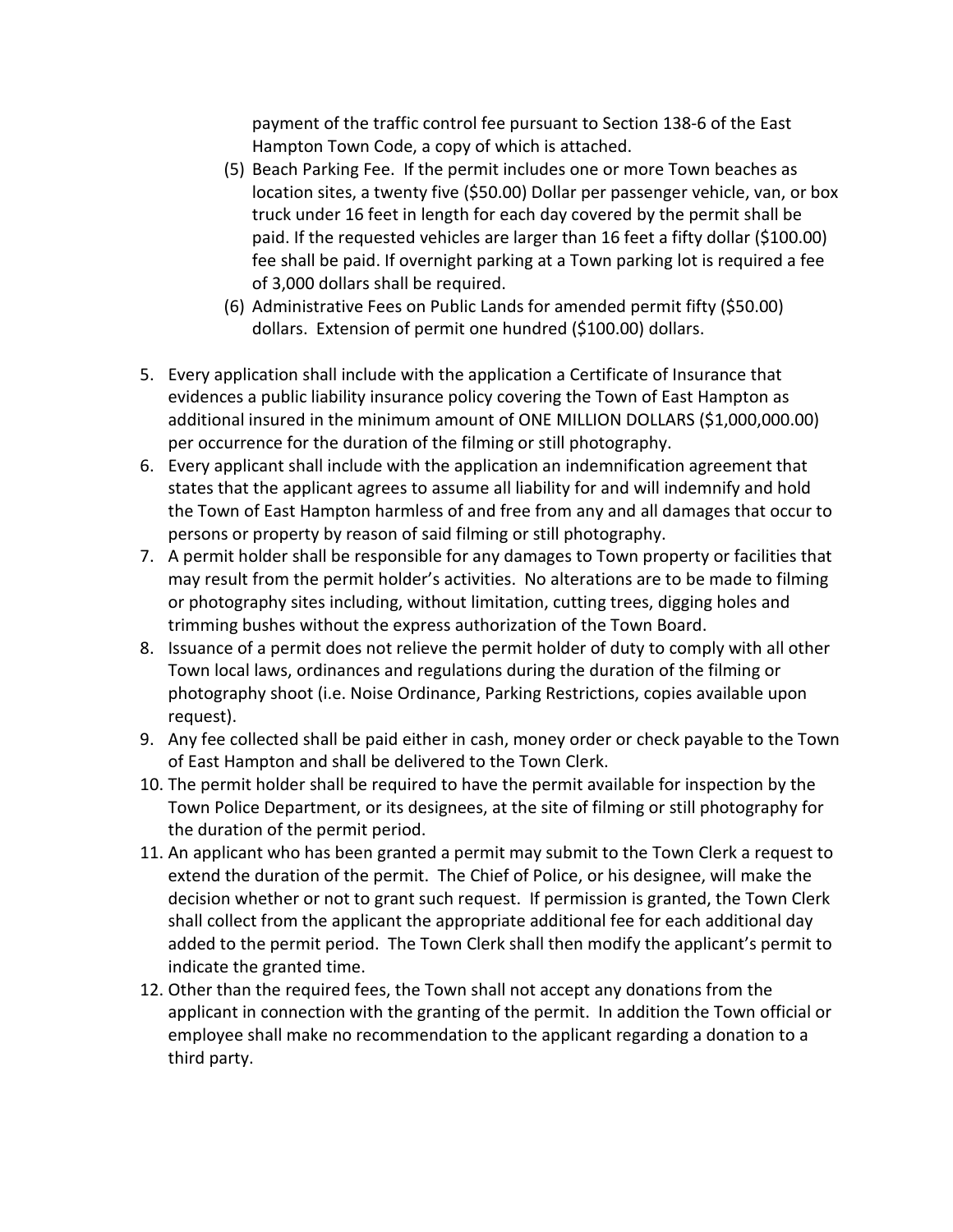payment of the traffic control fee pursuant to Section 138-6 of the East Hampton Town Code, a copy of which is attached.

(5) Beach Parking Fee. If the permit includes one or more Town beaches as location sites, a twenty five ($50.00) Dollar per passenger vehicle, van, or box truck under 16 feet in length for each day covered by the permit shall be paid. If the requested vehicles are larger than 16 feet a fifty dollar ($100.00) fee shall be paid. If overnight parking at a Town parking lot is required a fee of 3,000 dollars shall be required.

(6) Administrative Fees on Public Lands for amended permit fifty ($50.00) dollars. Extension of permit one hundred ($100.00) dollars.

5. Every application shall include with the application a Certificate of Insurance that evidences a public liability insurance policy covering the Town of East Hampton as additional insured in the minimum amount of ONE MILLION DOLLARS ($1,000,000.00) per occurrence for the duration of the filming or still photography.
6. Every applicant shall include with the application an indemnification agreement that states that the applicant agrees to assume all liability for and will indemnify and hold the Town of East Hampton harmless of and free from any and all damages that occur to persons or property by reason of said filming or still photography.
7. A permit holder shall be responsible for any damages to Town property or facilities that may result from the permit holder's activities. No alterations are to be made to filming or photography sites including, without limitation, cutting trees, digging holes and trimming bushes without the express authorization of the Town Board.
8. Issuance of a permit does not relieve the permit holder of duty to comply with all other Town local laws, ordinances and regulations during the duration of the filming or photography shoot (i.e. Noise Ordinance, Parking Restrictions, copies available upon request).
9. Any fee collected shall be paid either in cash, money order or check payable to the Town of East Hampton and shall be delivered to the Town Clerk.
10. The permit holder shall be required to have the permit available for inspection by the Town Police Department, or its designees, at the site of filming or still photography for the duration of the permit period.
11. An applicant who has been granted a permit may submit to the Town Clerk a request to extend the duration of the permit. The Chief of Police, or his designee, will make the decision whether or not to grant such request. If permission is granted, the Town Clerk shall collect from the applicant the appropriate additional fee for each additional day added to the permit period. The Town Clerk shall then modify the applicant's permit to indicate the granted time.
12. Other than the required fees, the Town shall not accept any donations from the applicant in connection with the granting of the permit. In addition the Town official or employee shall make no recommendation to the applicant regarding a donation to a third party.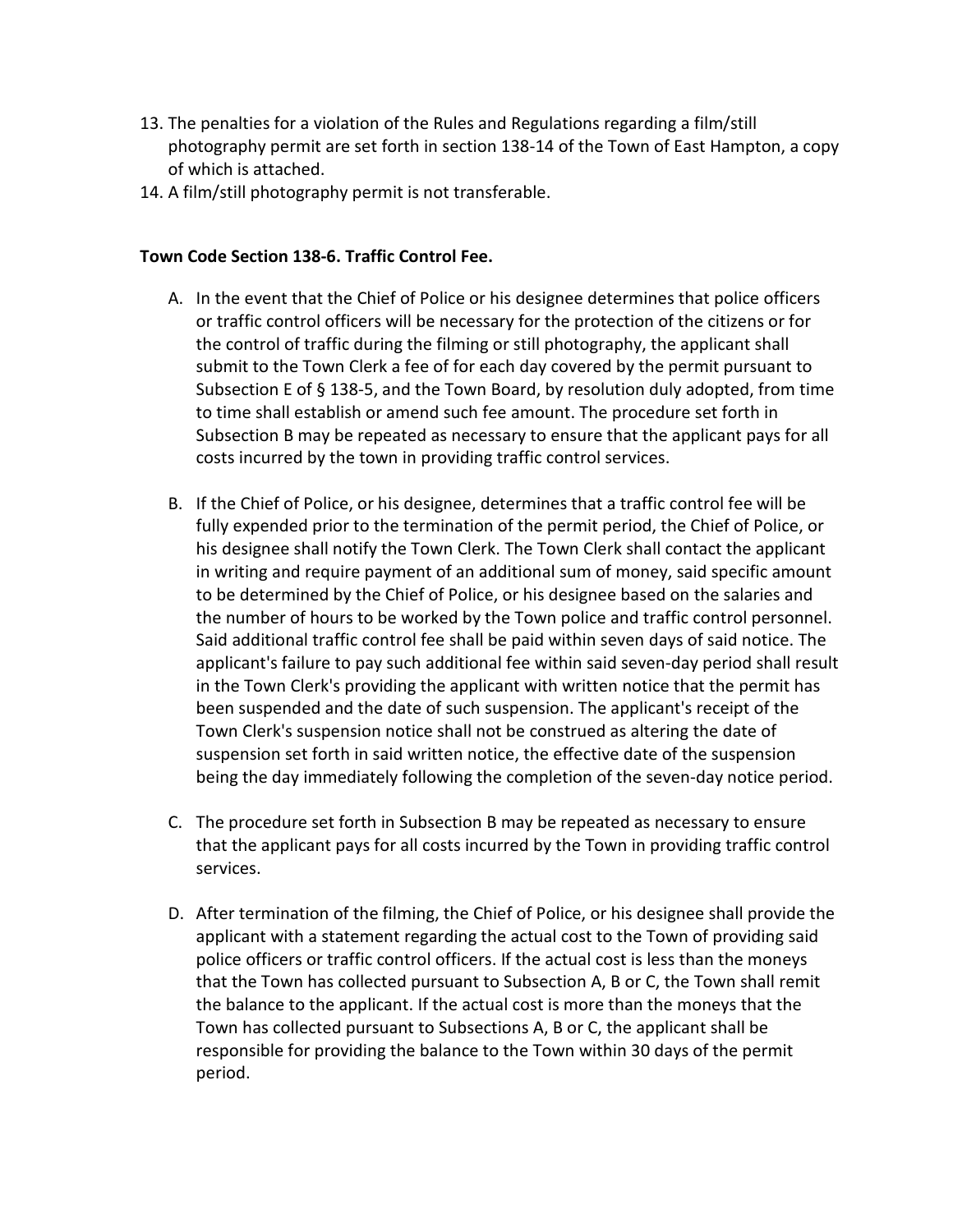13. The penalties for a violation of the Rules and Regulations regarding a film/still photography permit are set forth in section 138-14 of the Town of East Hampton, a copy of which is attached.
14. A film/still photography permit is not transferable.

**Town Code Section 138-6. Traffic Control Fee.**

A. In the event that the Chief of Police or his designee determines that police officers or traffic control officers will be necessary for the protection of the citizens or for the control of traffic during the filming or still photography, the applicant shall submit to the Town Clerk a fee of for each day covered by the permit pursuant to Subsection E of § 138-5, and the Town Board, by resolution duly adopted, from time to time shall establish or amend such fee amount. The procedure set forth in Subsection B may be repeated as necessary to ensure that the applicant pays for all costs incurred by the town in providing traffic control services.

B. If the Chief of Police, or his designee, determines that a traffic control fee will be fully expended prior to the termination of the permit period, the Chief of Police, or his designee shall notify the Town Clerk. The Town Clerk shall contact the applicant in writing and require payment of an additional sum of money, said specific amount to be determined by the Chief of Police, or his designee based on the salaries and the number of hours to be worked by the Town police and traffic control personnel. Said additional traffic control fee shall be paid within seven days of said notice. The applicant's failure to pay such additional fee within said seven-day period shall result in the Town Clerk's providing the applicant with written notice that the permit has been suspended and the date of such suspension. The applicant's receipt of the Town Clerk's suspension notice shall not be construed as altering the date of suspension set forth in said written notice, the effective date of the suspension being the day immediately following the completion of the seven-day notice period.

C. The procedure set forth in Subsection B may be repeated as necessary to ensure that the applicant pays for all costs incurred by the Town in providing traffic control services.

D. After termination of the filming, the Chief of Police, or his designee shall provide the applicant with a statement regarding the actual cost to the Town of providing said police officers or traffic control officers. If the actual cost is less than the moneys that the Town has collected pursuant to Subsection A, B or C, the Town shall remit the balance to the applicant. If the actual cost is more than the moneys that the Town has collected pursuant to Subsections A, B or C, the applicant shall be responsible for providing the balance to the Town within 30 days of the permit period.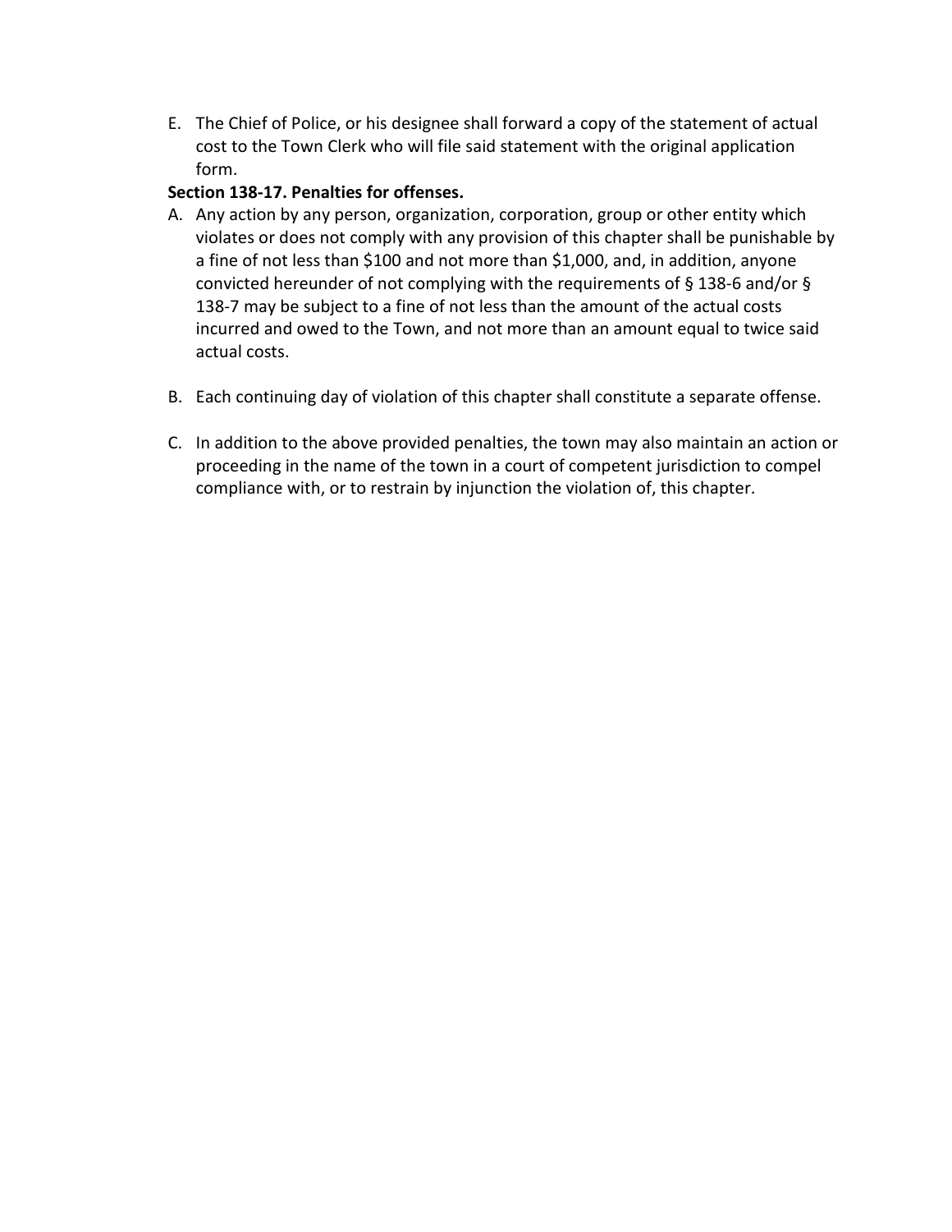E. The Chief of Police, or his designee shall forward a copy of the statement of actual cost to the Town Clerk who will file said statement with the original application form.

**Section 138-17. Penalties for offenses.**

A. Any action by any person, organization, corporation, group or other entity which violates or does not comply with any provision of this chapter shall be punishable by a fine of not less than $100 and not more than $1,000, and, in addition, anyone convicted hereunder of not complying with the requirements of § 138-6 and/or § 138-7 may be subject to a fine of not less than the amount of the actual costs incurred and owed to the Town, and not more than an amount equal to twice said actual costs.

B. Each continuing day of violation of this chapter shall constitute a separate offense.

C. In addition to the above provided penalties, the town may also maintain an action or proceeding in the name of the town in a court of competent jurisdiction to compel compliance with, or to restrain by injunction the violation of, this chapter.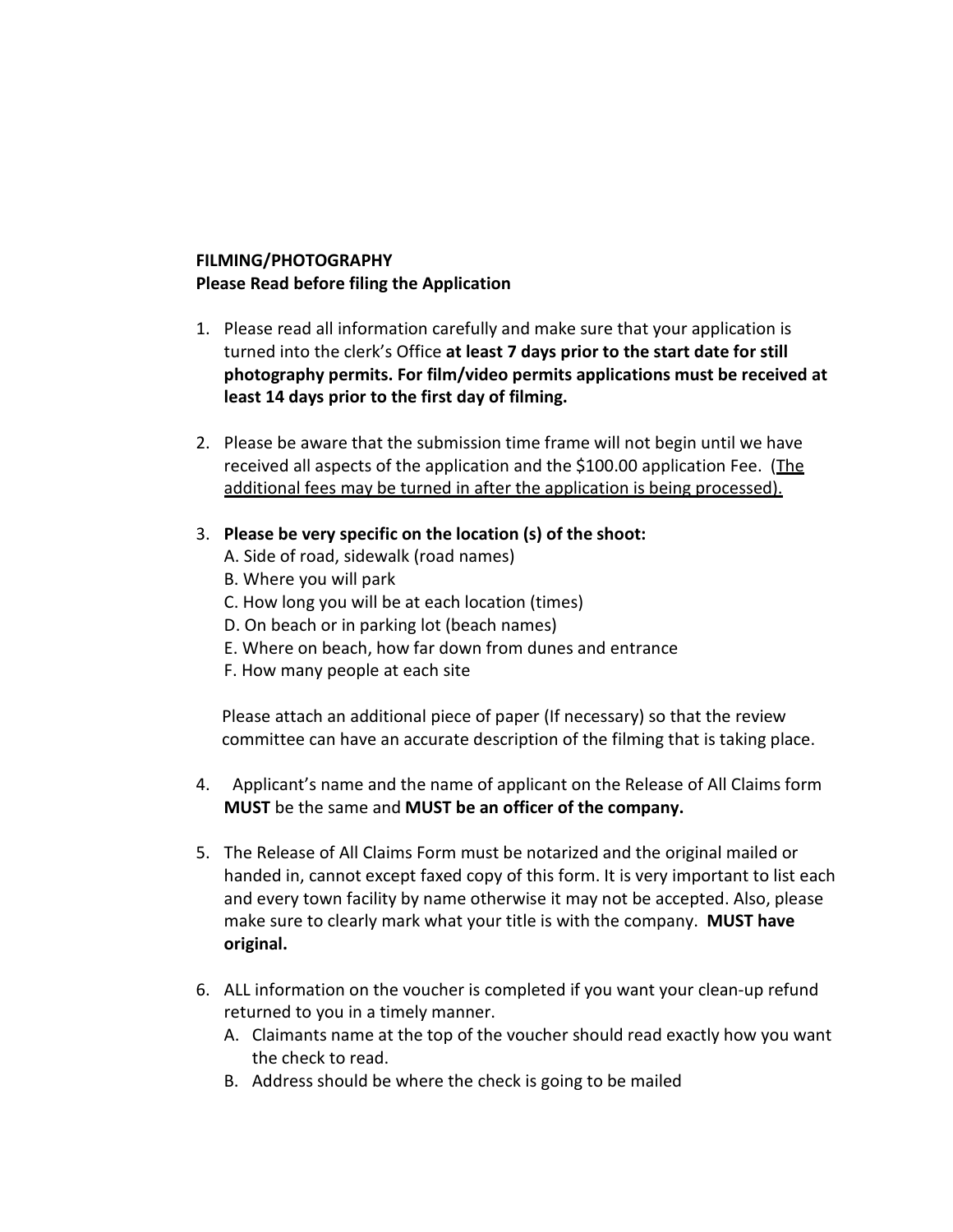**FILMING/PHOTOGRAPHY**
**Please Read before filing the Application**

1. Please read all information carefully and make sure that your application is turned into the clerk's Office **at least 7 days prior to the start date for still photography permits. For film/video permits applications must be received at least 14 days prior to the first day of filming.**

2. Please be aware that the submission time frame will not begin until we have received all aspects of the application and the $100.00 application Fee. <u>(The additional fees may be turned in after the application is being processed).</u>

3. **Please be very specific on the location (s) of the shoot:**
   A. Side of road, sidewalk (road names)
   B. Where you will park
   C. How long you will be at each location (times)
   D. On beach or in parking lot (beach names)
   E. Where on beach, how far down from dunes and entrance
   F. How many people at each site

   Please attach an additional piece of paper (If necessary) so that the review committee can have an accurate description of the filming that is taking place.

4. Applicant's name and the name of applicant on the Release of All Claims form **MUST** be the same and **MUST be an officer of the company.**

5. The Release of All Claims Form must be notarized and the original mailed or handed in, cannot except faxed copy of this form. It is very important to list each and every town facility by name otherwise it may not be accepted. Also, please make sure to clearly mark what your title is with the company. **MUST have original.**

6. ALL information on the voucher is completed if you want your clean-up refund returned to you in a timely manner.
   A. Claimants name at the top of the voucher should read exactly how you want the check to read.
   B. Address should be where the check is going to be mailed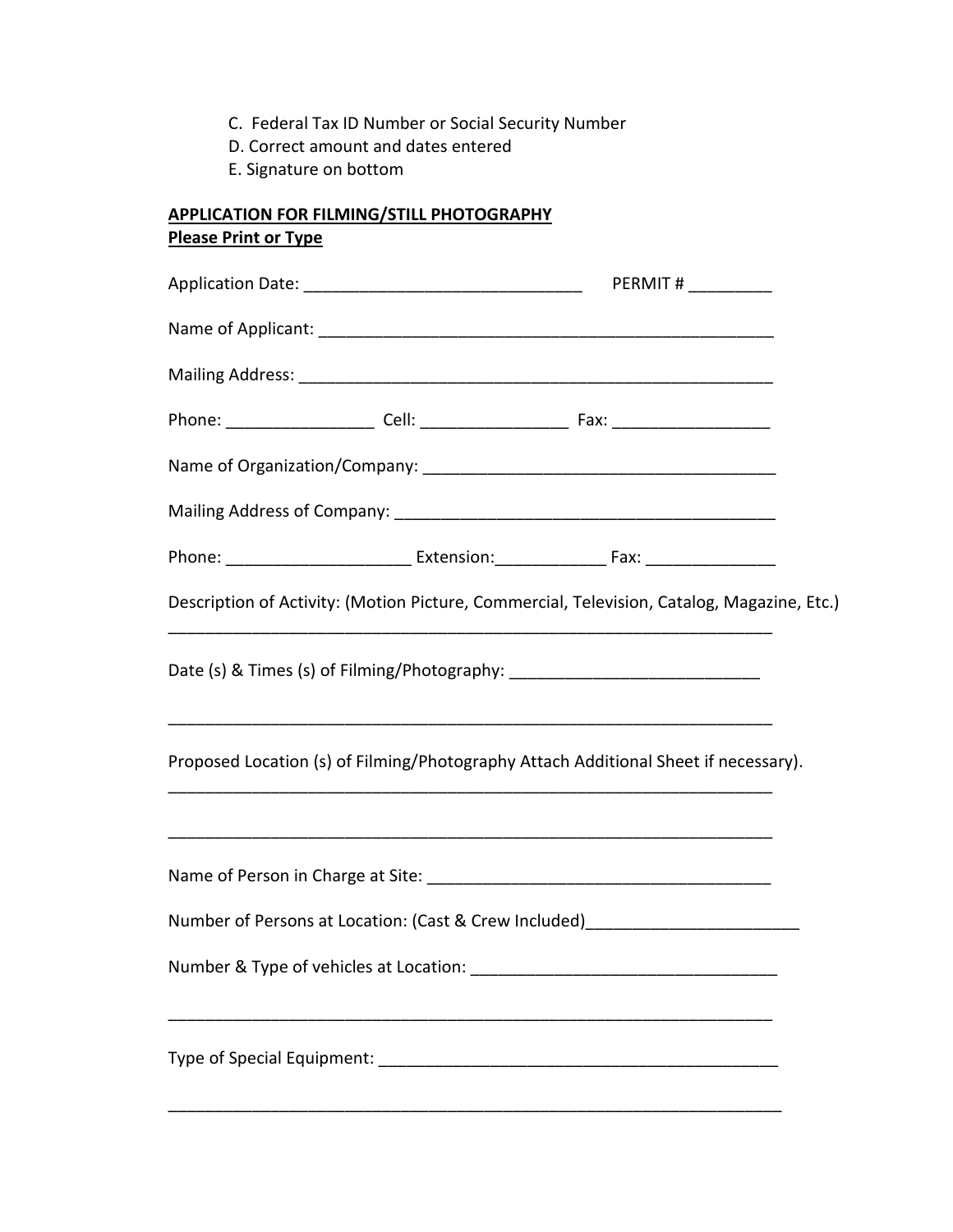C. Federal Tax ID Number or Social Security Number
D. Correct amount and dates entered
E. Signature on bottom

**APPLICATION FOR FILMING/STILL PHOTOGRAPHY**
**Please Print or Type**

Application Date: ______________________________ PERMIT # _________

Name of Applicant: ___________________________________________________

Mailing Address: ______________________________________________________

Phone: ________________ Cell: ________________ Fax: _________________

Name of Organization/Company: _______________________________________

Mailing Address of Company: _________________________________________

Phone: ____________________ Extension:____________ Fax: ______________

Description of Activity: (Motion Picture, Commercial, Television, Catalog, Magazine, Etc.)
____________________________________________________________________

Date (s) & Times (s) of Filming/Photography: ___________________________

____________________________________________________________________

Proposed Location (s) of Filming/Photography Attach Additional Sheet if necessary).
____________________________________________________________________

____________________________________________________________________

Name of Person in Charge at Site: ______________________________________

Number of Persons at Location: (Cast & Crew Included)_______________________

Number & Type of vehicles at Location: _________________________________

____________________________________________________________________

Type of Special Equipment: ____________________________________________

____________________________________________________________________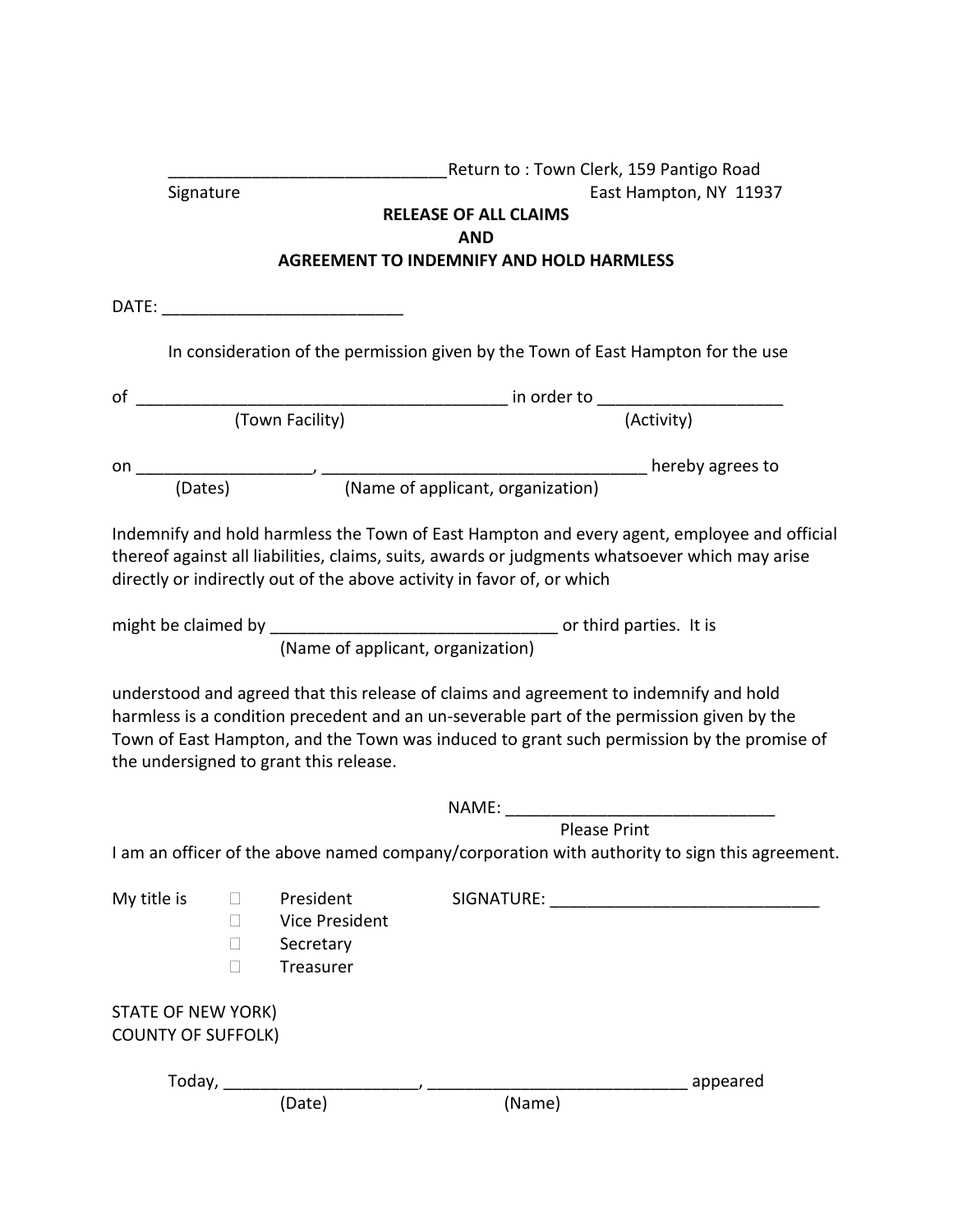______________________________Return to : Town Clerk, 159 Pantigo Road
Signature                                                                 East Hampton, NY 11937

**RELEASE OF ALL CLAIMS**
**AND**
**AGREEMENT TO INDEMNIFY AND HOLD HARMLESS**

DATE: __________________________

In consideration of the permission given by the Town of East Hampton for the use

of ________________________________________ in order to ____________________
(Town Facility)                                                                  (Activity)

on ___________________, ___________________________________ hereby agrees to
(Dates)                    (Name of applicant, organization)

Indemnify and hold harmless the Town of East Hampton and every agent, employee and official thereof against all liabilities, claims, suits, awards or judgments whatsoever which may arise directly or indirectly out of the above activity in favor of, or which

might be claimed by _______________________________ or third parties. It is
(Name of applicant, organization)

understood and agreed that this release of claims and agreement to indemnify and hold harmless is a condition precedent and an un-severable part of the permission given by the Town of East Hampton, and the Town was induced to grant such permission by the promise of the undersigned to grant this release.

NAME: _____________________________
Please Print

I am an officer of the above named company/corporation with authority to sign this agreement.

My title is
- ☐ President
- ☐ Vice President
- ☐ Secretary
- ☐ Treasurer

SIGNATURE: _____________________________

STATE OF NEW YORK)
COUNTY OF SUFFOLK)

Today, _____________________, ____________________________ appeared
(Date)                                   (Name)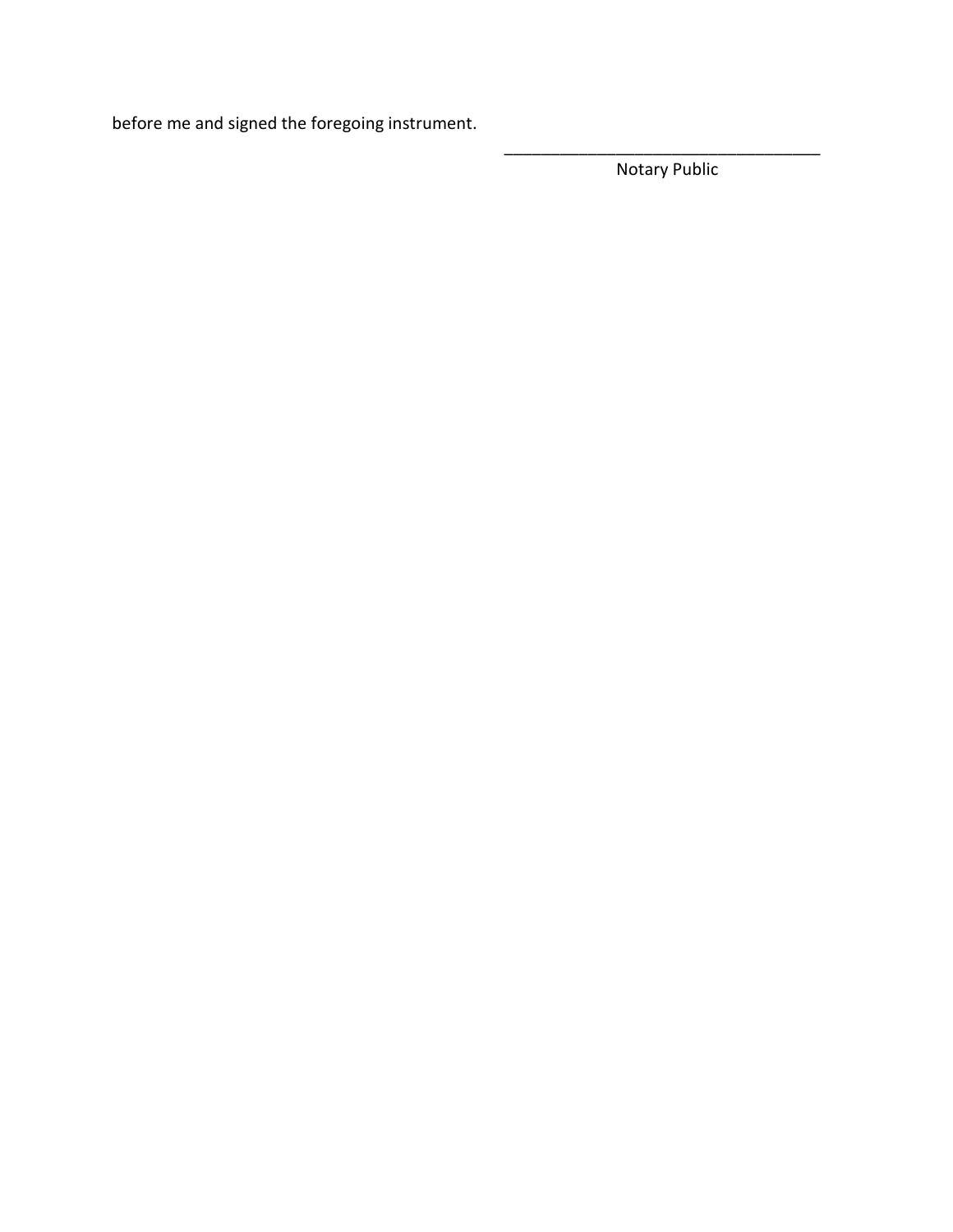before me and signed the foregoing instrument.

\_\_\_\_\_\_\_\_\_\_\_\_\_\_\_\_\_\_\_\_\_\_\_\_\_\_\_\_\_\_\_\_\_\_\_

Notary Public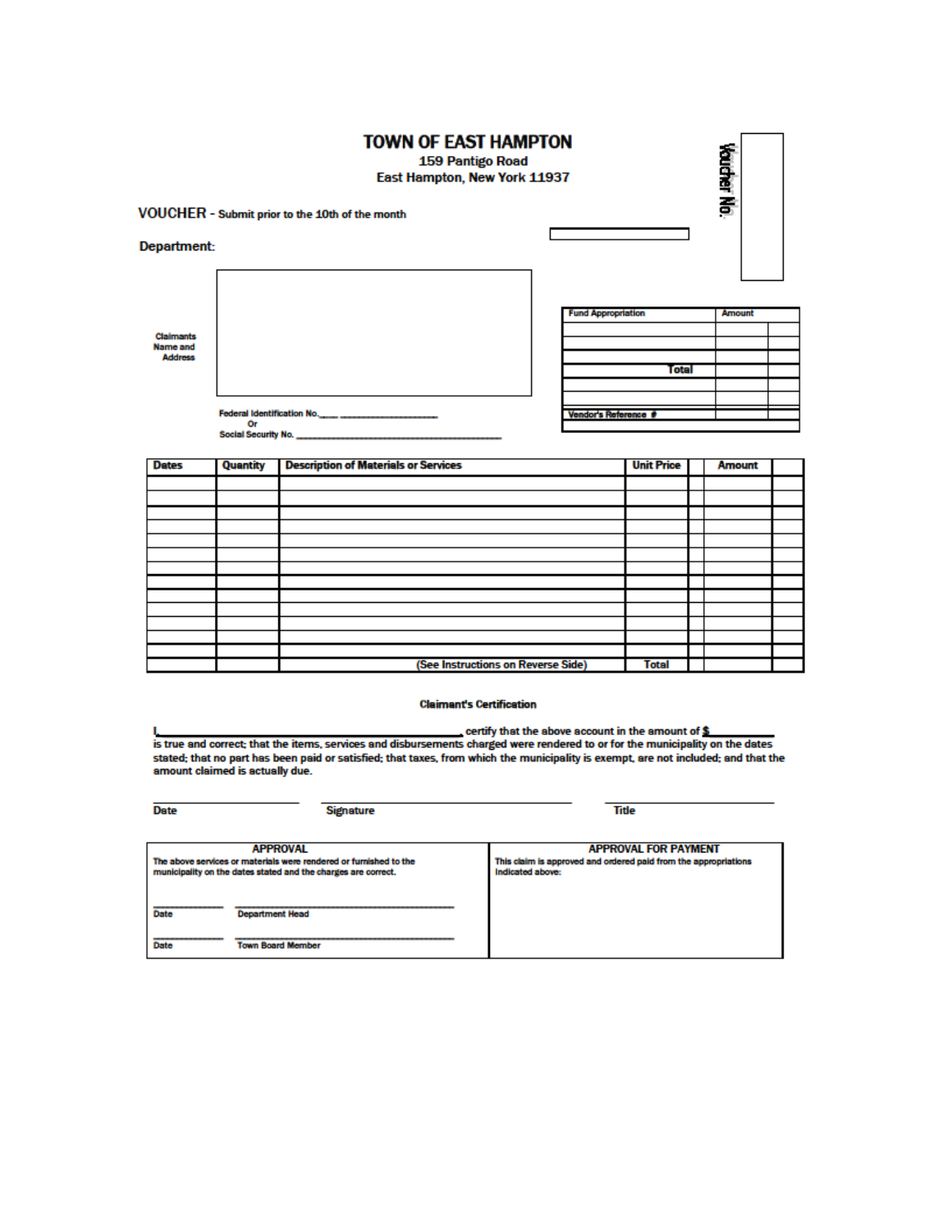# TOWN OF EAST HAMPTON

159 Pantigo Road
East Hampton, New York 11937

Voucher No.

**VOUCHER** - Submit prior to the 10th of the month

**Department:**

Claimants Name and Address

Federal Identification No.\_\_\_\_ \_\_\_\_\_\_\_\_\_\_\_\_\_\_\_\_\_\_
Or
Social Security No. \_\_\_\_\_\_\_\_\_\_\_\_\_\_\_\_\_\_\_\_\_\_\_\_\_\_\_\_\_\_\_\_

| Fund Appropriation | Amount | |
|---|---|---|
| | | |
| | | |
| Total | | |
| | | |
| | | |
| Vendor's Reference # | | |
| | | |

| Dates | Quantity | Description of Materials or Services | Unit Price | | Amount | |
|---|---|---|---|---|---|---|
| | | | | | | |
| | | | | | | |
| | | | | | | |
| | | | | | | |
| | | | | | | |
| | | | | | | |
| | | | | | | |
| | | | | | | |
| | | | | | | |
| | | | | | | |
| | | | | | | |
| | | | | | | |
| | | | | | | |
| | | (See Instructions on Reverse Side) | Total | | | |

**Claimant's Certification**

I,\_\_\_\_\_\_\_\_\_\_\_\_\_\_\_\_\_\_\_\_\_\_\_\_\_\_\_\_\_\_\_\_\_\_\_\_, certify that the above account in the amount of $\_\_\_\_\_\_\_\_\_ is true and correct; that the items, services and disbursements charged were rendered to or for the municipality on the dates stated; that no part has been paid or satisfied; that taxes, from which the municipality is exempt, are not included; and that the amount claimed is actually due.

\_\_\_\_\_\_\_\_\_\_\_\_\_\_\_ Date \_\_\_\_\_\_\_\_\_\_\_\_\_\_\_\_\_\_\_\_ Signature \_\_\_\_\_\_\_\_\_\_\_\_\_\_\_ Title

**APPROVAL**

The above services or materials were rendered or furnished to the municipality on the dates stated and the charges are correct.

\_\_\_\_\_\_\_\_\_\_ Date \_\_\_\_\_\_\_\_\_\_\_\_\_\_\_\_\_\_\_\_ Department Head

\_\_\_\_\_\_\_\_\_\_ Date \_\_\_\_\_\_\_\_\_\_\_\_\_\_\_\_\_\_\_\_ Town Board Member

**APPROVAL FOR PAYMENT**

This claim is approved and ordered paid from the appropriations Indicated above: